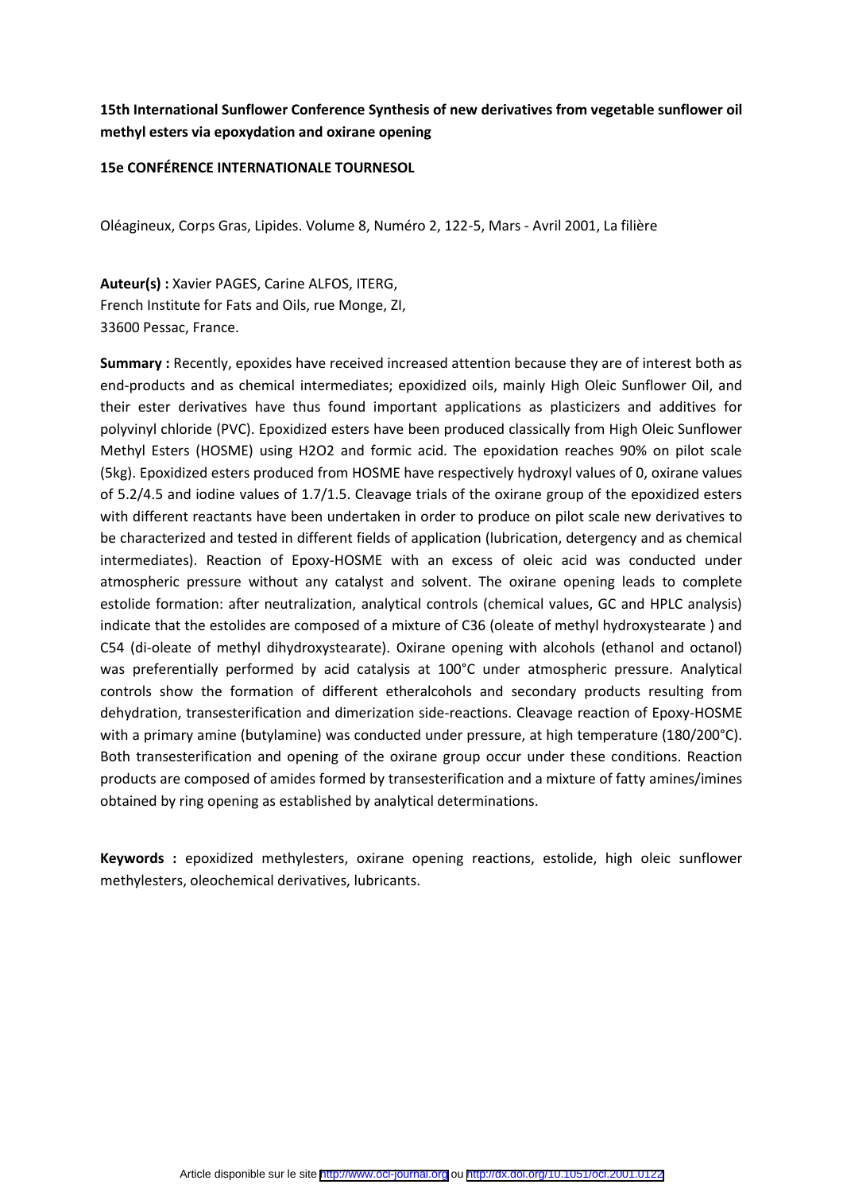**15th International Sunflower Conference Synthesis of new derivatives from vegetable sunflower oil methyl esters via epoxydation and oxirane opening**

**15e CONFÉRENCE INTERNATIONALE TOURNESOL**

Oléagineux, Corps Gras, Lipides. Volume 8, Numéro 2, 122-5, Mars - Avril 2001, La filière

**Auteur(s) :** Xavier PAGES, Carine ALFOS, ITERG,
French Institute for Fats and Oils, rue Monge, ZI,
33600 Pessac, France.

**Summary :** Recently, epoxides have received increased attention because they are of interest both as end-products and as chemical intermediates; epoxidized oils, mainly High Oleic Sunflower Oil, and their ester derivatives have thus found important applications as plasticizers and additives for polyvinyl chloride (PVC). Epoxidized esters have been produced classically from High Oleic Sunflower Methyl Esters (HOSME) using $H_2O_2$ and formic acid. The epoxidation reaches 90% on pilot scale (5kg). Epoxidized esters produced from HOSME have respectively hydroxyl values of 0, oxirane values of 5.2/4.5 and iodine values of 1.7/1.5. Cleavage trials of the oxirane group of the epoxidized esters with different reactants have been undertaken in order to produce on pilot scale new derivatives to be characterized and tested in different fields of application (lubrication, detergency and as chemical intermediates). Reaction of Epoxy-HOSME with an excess of oleic acid was conducted under atmospheric pressure without any catalyst and solvent. The oxirane opening leads to complete estolide formation: after neutralization, analytical controls (chemical values, GC and HPLC analysis) indicate that the estolides are composed of a mixture of C36 (oleate of methyl hydroxystearate ) and C54 (di-oleate of methyl dihydroxystearate). Oxirane opening with alcohols (ethanol and octanol) was preferentially performed by acid catalysis at 100°C under atmospheric pressure. Analytical controls show the formation of different etheralcohols and secondary products resulting from dehydration, transesterification and dimerization side-reactions. Cleavage reaction of Epoxy-HOSME with a primary amine (butylamine) was conducted under pressure, at high temperature (180/200°C). Both transesterification and opening of the oxirane group occur under these conditions. Reaction products are composed of amides formed by transesterification and a mixture of fatty amines/imines obtained by ring opening as established by analytical determinations.

**Keywords :** epoxidized methylesters, oxirane opening reactions, estolide, high oleic sunflower methylesters, oleochemical derivatives, lubricants.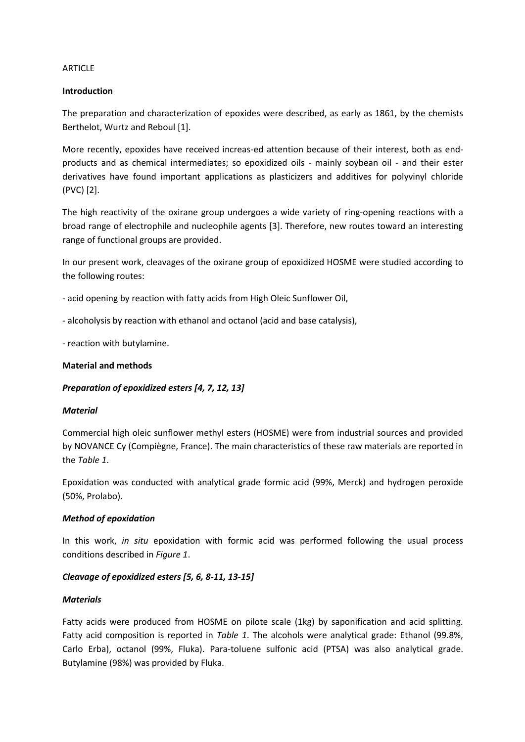ARTICLE

## Introduction

The preparation and characterization of epoxides were described, as early as 1861, by the chemists Berthelot, Wurtz and Reboul [1].

More recently, epoxides have received increas-ed attention because of their interest, both as end-products and as chemical intermediates; so epoxidized oils - mainly soybean oil - and their ester derivatives have found important applications as plasticizers and additives for polyvinyl chloride (PVC) [2].

The high reactivity of the oxirane group undergoes a wide variety of ring-opening reactions with a broad range of electrophile and nucleophile agents [3]. Therefore, new routes toward an interesting range of functional groups are provided.

In our present work, cleavages of the oxirane group of epoxidized HOSME were studied according to the following routes:

- acid opening by reaction with fatty acids from High Oleic Sunflower Oil,
- alcoholysis by reaction with ethanol and octanol (acid and base catalysis),
- reaction with butylamine.

## Material and methods

### *Preparation of epoxidized esters [4, 7, 12, 13]*

#### *Material*

Commercial high oleic sunflower methyl esters (HOSME) were from industrial sources and provided by NOVANCE Cy (Compiègne, France). The main characteristics of these raw materials are reported in the *Table 1*.

Epoxidation was conducted with analytical grade formic acid (99%, Merck) and hydrogen peroxide (50%, Prolabo).

#### *Method of epoxidation*

In this work, *in situ* epoxidation with formic acid was performed following the usual process conditions described in *Figure 1*.

### *Cleavage of epoxidized esters [5, 6, 8-11, 13-15]*

#### *Materials*

Fatty acids were produced from HOSME on pilote scale (1kg) by saponification and acid splitting. Fatty acid composition is reported in *Table 1*. The alcohols were analytical grade: Ethanol (99.8%, Carlo Erba), octanol (99%, Fluka). Para-toluene sulfonic acid (PTSA) was also analytical grade. Butylamine (98%) was provided by Fluka.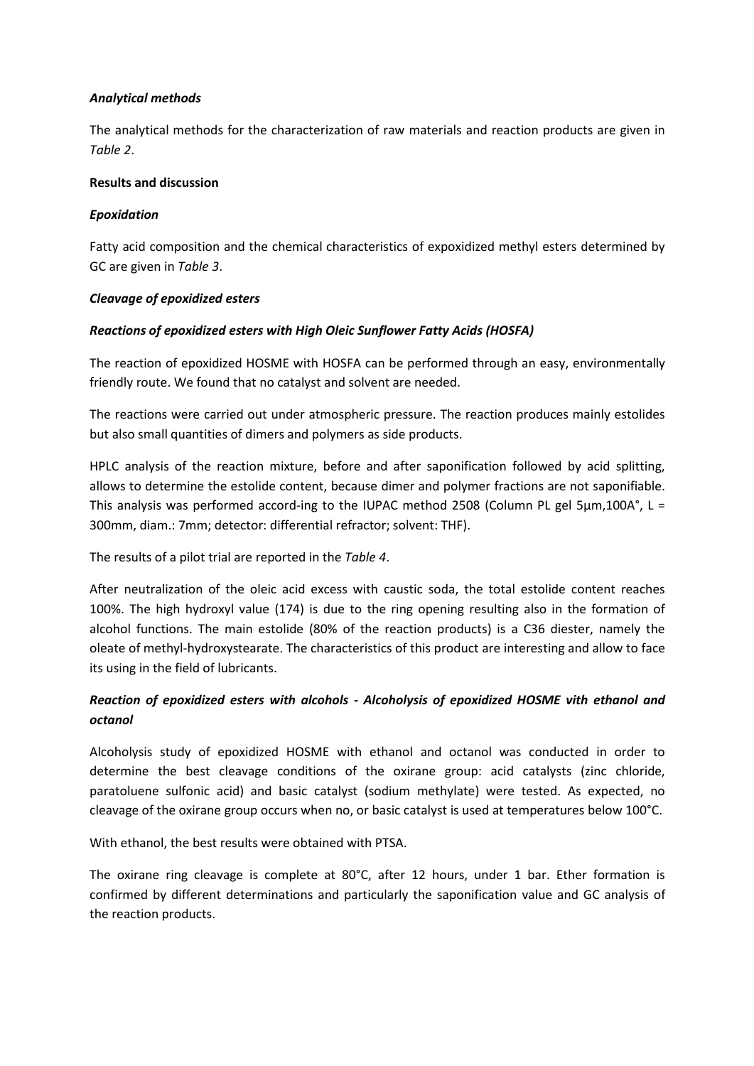### *Analytical methods*

The analytical methods for the characterization of raw materials and reaction products are given in *Table 2*.

### Results and discussion

### *Epoxidation*

Fatty acid composition and the chemical characteristics of expoxidized methyl esters determined by GC are given in *Table 3*.

### *Cleavage of epoxidized esters*

### *Reactions of epoxidized esters with High Oleic Sunflower Fatty Acids (HOSFA)*

The reaction of epoxidized HOSME with HOSFA can be performed through an easy, environmentally friendly route. We found that no catalyst and solvent are needed.

The reactions were carried out under atmospheric pressure. The reaction produces mainly estolides but also small quantities of dimers and polymers as side products.

HPLC analysis of the reaction mixture, before and after saponification followed by acid splitting, allows to determine the estolide content, because dimer and polymer fractions are not saponifiable. This analysis was performed accord-ing to the IUPAC method 2508 (Column PL gel 5µm,100A°, L = 300mm, diam.: 7mm; detector: differential refractor; solvent: THF).

The results of a pilot trial are reported in the *Table 4*.

After neutralization of the oleic acid excess with caustic soda, the total estolide content reaches 100%. The high hydroxyl value (174) is due to the ring opening resulting also in the formation of alcohol functions. The main estolide (80% of the reaction products) is a C36 diester, namely the oleate of methyl-hydroxystearate. The characteristics of this product are interesting and allow to face its using in the field of lubricants.

### *Reaction of epoxidized esters with alcohols - Alcoholysis of epoxidized HOSME vith ethanol and octanol*

Alcoholysis study of epoxidized HOSME with ethanol and octanol was conducted in order to determine the best cleavage conditions of the oxirane group: acid catalysts (zinc chloride, paratoluene sulfonic acid) and basic catalyst (sodium methylate) were tested. As expected, no cleavage of the oxirane group occurs when no, or basic catalyst is used at temperatures below 100°C.

With ethanol, the best results were obtained with PTSA.

The oxirane ring cleavage is complete at 80°C, after 12 hours, under 1 bar. Ether formation is confirmed by different determinations and particularly the saponification value and GC analysis of the reaction products.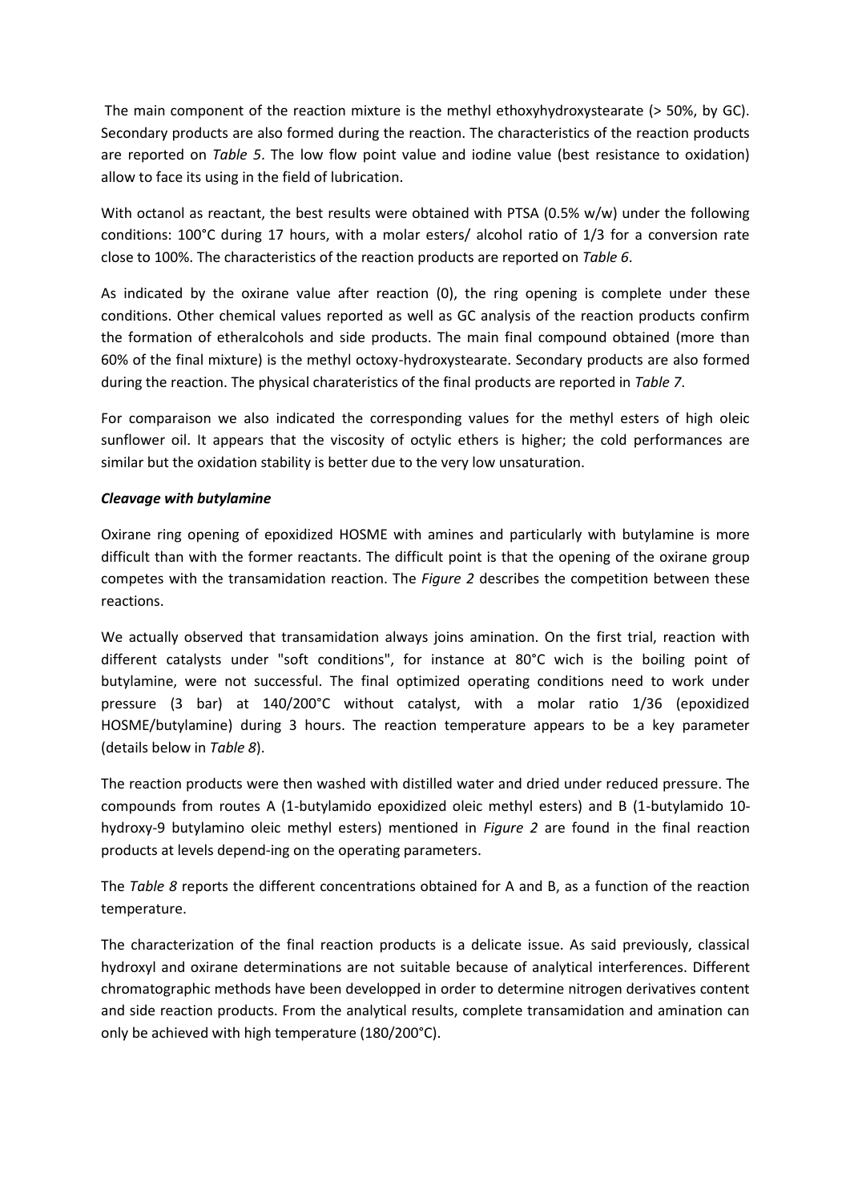The main component of the reaction mixture is the methyl ethoxyhydroxystearate (> 50%, by GC). Secondary products are also formed during the reaction. The characteristics of the reaction products are reported on *Table 5*. The low flow point value and iodine value (best resistance to oxidation) allow to face its using in the field of lubrication.

With octanol as reactant, the best results were obtained with PTSA (0.5% w/w) under the following conditions: 100°C during 17 hours, with a molar esters/ alcohol ratio of 1/3 for a conversion rate close to 100%. The characteristics of the reaction products are reported on *Table 6*.

As indicated by the oxirane value after reaction (0), the ring opening is complete under these conditions. Other chemical values reported as well as GC analysis of the reaction products confirm the formation of etheralcohols and side products. The main final compound obtained (more than 60% of the final mixture) is the methyl octoxy-hydroxystearate. Secondary products are also formed during the reaction. The physical charateristics of the final products are reported in *Table 7*.

For comparaison we also indicated the corresponding values for the methyl esters of high oleic sunflower oil. It appears that the viscosity of octylic ethers is higher; the cold performances are similar but the oxidation stability is better due to the very low unsaturation.

***Cleavage with butylamine***

Oxirane ring opening of epoxidized HOSME with amines and particularly with butylamine is more difficult than with the former reactants. The difficult point is that the opening of the oxirane group competes with the transamidation reaction. The *Figure 2* describes the competition between these reactions.

We actually observed that transamidation always joins amination. On the first trial, reaction with different catalysts under "soft conditions", for instance at 80°C wich is the boiling point of butylamine, were not successful. The final optimized operating conditions need to work under pressure (3 bar) at 140/200°C without catalyst, with a molar ratio 1/36 (epoxidized HOSME/butylamine) during 3 hours. The reaction temperature appears to be a key parameter (details below in *Table 8*).

The reaction products were then washed with distilled water and dried under reduced pressure. The compounds from routes A (1-butylamido epoxidized oleic methyl esters) and B (1-butylamido 10-hydroxy-9 butylamino oleic methyl esters) mentioned in *Figure 2* are found in the final reaction products at levels depend-ing on the operating parameters.

The *Table 8* reports the different concentrations obtained for A and B, as a function of the reaction temperature.

The characterization of the final reaction products is a delicate issue. As said previously, classical hydroxyl and oxirane determinations are not suitable because of analytical interferences. Different chromatographic methods have been developped in order to determine nitrogen derivatives content and side reaction products. From the analytical results, complete transamidation and amination can only be achieved with high temperature (180/200°C).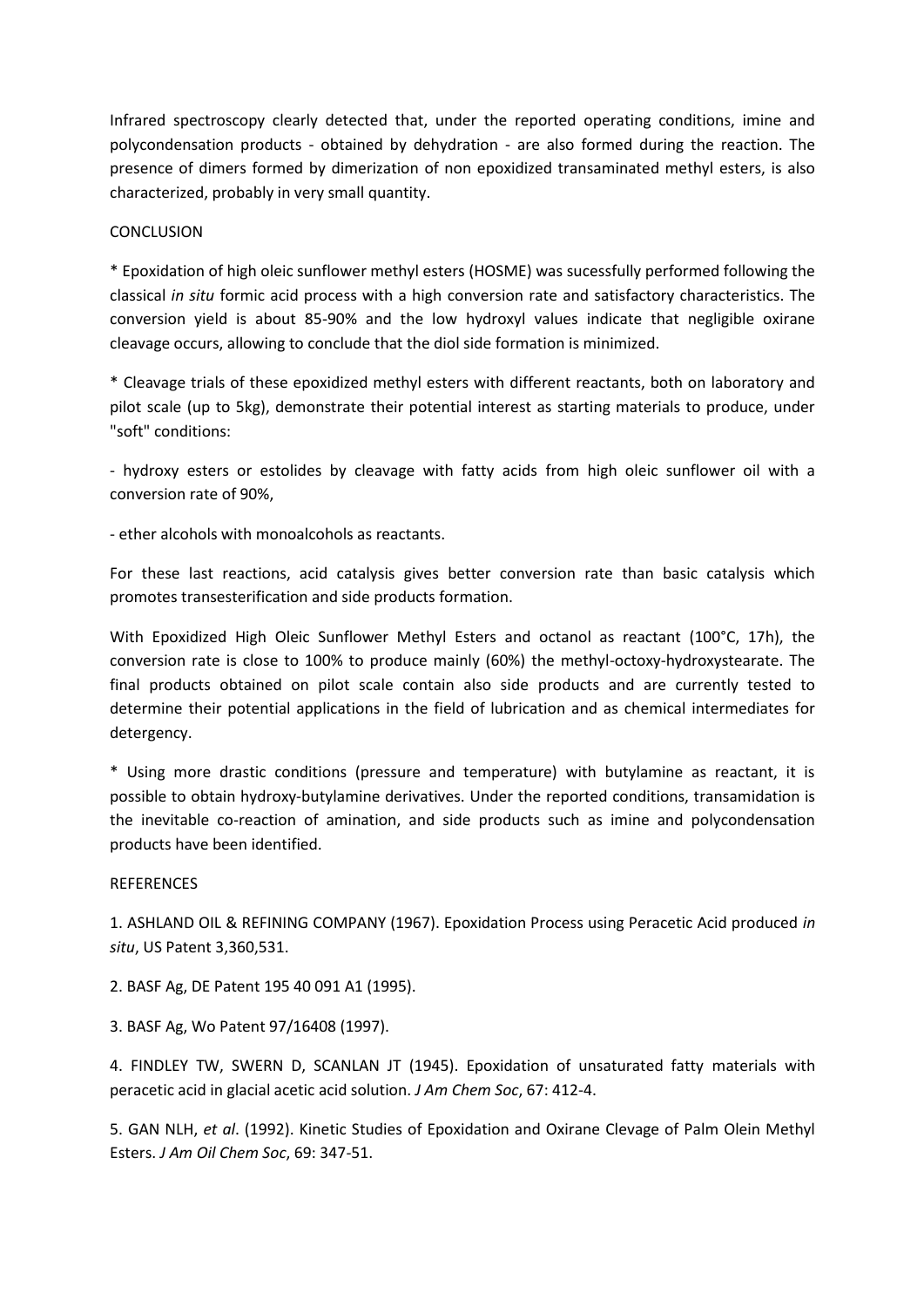Infrared spectroscopy clearly detected that, under the reported operating conditions, imine and polycondensation products - obtained by dehydration - are also formed during the reaction. The presence of dimers formed by dimerization of non epoxidized transaminated methyl esters, is also characterized, probably in very small quantity.

## CONCLUSION

* Epoxidation of high oleic sunflower methyl esters (HOSME) was sucessfully performed following the classical *in situ* formic acid process with a high conversion rate and satisfactory characteristics. The conversion yield is about 85-90% and the low hydroxyl values indicate that negligible oxirane cleavage occurs, allowing to conclude that the diol side formation is minimized.

* Cleavage trials of these epoxidized methyl esters with different reactants, both on laboratory and pilot scale (up to 5kg), demonstrate their potential interest as starting materials to produce, under "soft" conditions:

- hydroxy esters or estolides by cleavage with fatty acids from high oleic sunflower oil with a conversion rate of 90%,

- ether alcohols with monoalcohols as reactants.

For these last reactions, acid catalysis gives better conversion rate than basic catalysis which promotes transesterification and side products formation.

With Epoxidized High Oleic Sunflower Methyl Esters and octanol as reactant (100°C, 17h), the conversion rate is close to 100% to produce mainly (60%) the methyl-octoxy-hydroxystearate. The final products obtained on pilot scale contain also side products and are currently tested to determine their potential applications in the field of lubrication and as chemical intermediates for detergency.

* Using more drastic conditions (pressure and temperature) with butylamine as reactant, it is possible to obtain hydroxy-butylamine derivatives. Under the reported conditions, transamidation is the inevitable co-reaction of amination, and side products such as imine and polycondensation products have been identified.

## REFERENCES

1. ASHLAND OIL & REFINING COMPANY (1967). Epoxidation Process using Peracetic Acid produced *in situ*, US Patent 3,360,531.

2. BASF Ag, DE Patent 195 40 091 A1 (1995).

3. BASF Ag, Wo Patent 97/16408 (1997).

4. FINDLEY TW, SWERN D, SCANLAN JT (1945). Epoxidation of unsaturated fatty materials with peracetic acid in glacial acetic acid solution. *J Am Chem Soc*, 67: 412-4.

5. GAN NLH, *et al*. (1992). Kinetic Studies of Epoxidation and Oxirane Clevage of Palm Olein Methyl Esters. *J Am Oil Chem Soc*, 69: 347-51.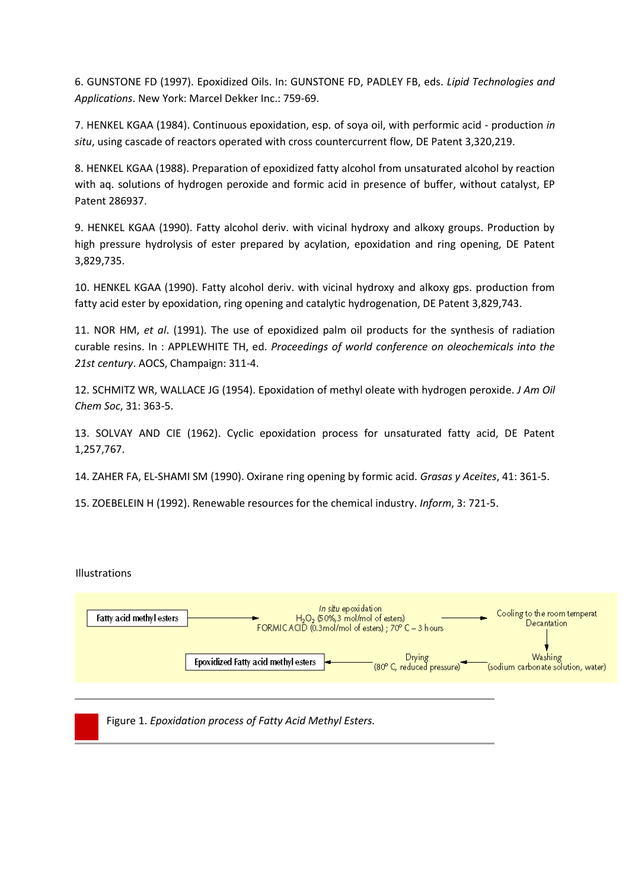6. GUNSTONE FD (1997). Epoxidized Oils. In: GUNSTONE FD, PADLEY FB, eds. *Lipid Technologies and Applications*. New York: Marcel Dekker Inc.: 759-69.

7. HENKEL KGAA (1984). Continuous epoxidation, esp. of soya oil, with performic acid - production *in situ*, using cascade of reactors operated with cross countercurrent flow, DE Patent 3,320,219.

8. HENKEL KGAA (1988). Preparation of epoxidized fatty alcohol from unsaturated alcohol by reaction with aq. solutions of hydrogen peroxide and formic acid in presence of buffer, without catalyst, EP Patent 286937.

9. HENKEL KGAA (1990). Fatty alcohol deriv. with vicinal hydroxy and alkoxy groups. Production by high pressure hydrolysis of ester prepared by acylation, epoxidation and ring opening, DE Patent 3,829,735.

10. HENKEL KGAA (1990). Fatty alcohol deriv. with vicinal hydroxy and alkoxy gps. production from fatty acid ester by epoxidation, ring opening and catalytic hydrogenation, DE Patent 3,829,743.

11. NOR HM, *et al*. (1991). The use of epoxidized palm oil products for the synthesis of radiation curable resins. In : APPLEWHITE TH, ed. *Proceedings of world conference on oleochemicals into the 21st century*. AOCS, Champaign: 311-4.

12. SCHMITZ WR, WALLACE JG (1954). Epoxidation of methyl oleate with hydrogen peroxide. *J Am Oil Chem Soc*, 31: 363-5.

13. SOLVAY AND CIE (1962). Cyclic epoxidation process for unsaturated fatty acid, DE Patent 1,257,767.

14. ZAHER FA, EL-SHAMI SM (1990). Oxirane ring opening by formic acid. *Grasas y Aceites*, 41: 361-5.

15. ZOEBELEIN H (1992). Renewable resources for the chemical industry. *Inform*, 3: 721-5.

Illustrations

Fatty acid methyl esters → *In situ* epoxidation $H_2O_2$ (50%, 3 mol/mol of esters) FORMIC ACID (0.3mol/mol of esters) ; 70° C – 3 hours → Cooling to the room temperat Decantation → Washing (sodium carbonate solution, water) → Drying (80° C, reduced pressure) → Epoxidized Fatty acid methyl esters

Figure 1. *Epoxidation process of Fatty Acid Methyl Esters.*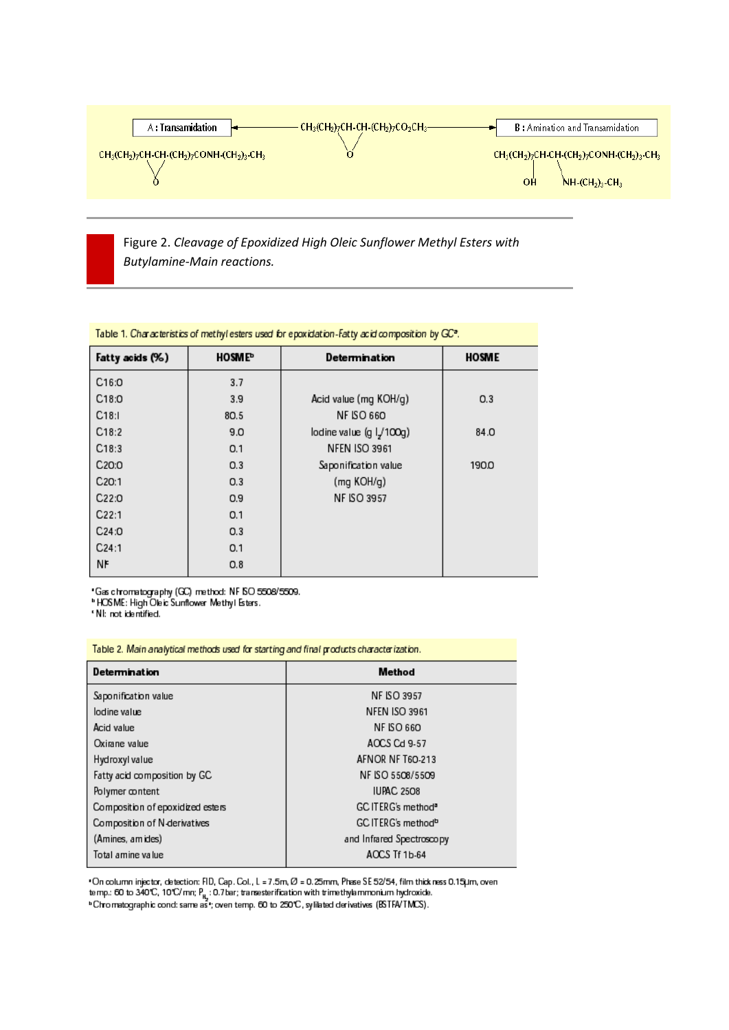A : Transamidation ← $CH_3(CH_2)_7CH\text{-}CH\text{-}(CH_2)_7CO_2CH_3$ (epoxide, O) → B : Amination and Transamidation

A: $CH_3(CH_2)_7CH\text{-}CH\text{-}(CH_2)_7CONH\text{-}(CH_2)_3\text{-}CH_3$ (epoxide, O)

B: $CH_3(CH_2)_7CH\text{-}CH\text{-}(CH_2)_7CONH\text{-}(CH_2)_3\text{-}CH_3$ (OH; $NH\text{-}(CH_2)_3\text{-}CH_3$)

Figure 2. *Cleavage of Epoxidized High Oleic Sunflower Methyl Esters with Butylamine-Main reactions.*

Table 1. *Characteristics of methyl esters used for epoxidation-Fatty acid composition by GC*[a].

| Fatty acids (%) | HOSME[b] | Determination | HOSME |
|---|---|---|---|
| C16:0 | 3.7 | | |
| C18:0 | 3.9 | Acid value (mg KOH/g) | 0.3 |
| C18:1 | 80.5 | NF ISO 660 | |
| C18:2 | 9.0 | Iodine value (g $I_2$/100g) | 84.0 |
| C18:3 | 0.1 | NFEN ISO 3961 | |
| C20:0 | 0.3 | Saponification value | 190.0 |
| C20:1 | 0.3 | (mg KOH/g) | |
| C22:0 | 0.9 | NF ISO 3957 | |
| C22:1 | 0.1 | | |
| C24:0 | 0.3 | | |
| C24:1 | 0.1 | | |
| NI[c] | 0.8 | | |

[a] Gas chromatography (GC) method: NF ISO 5508/5509.
[b] HOSME: High Oleic Sunflower Methyl Esters.
[c] NI: not identified.

Table 2. *Main analytical methods used for starting and final products characterization.*

| Determination | Method |
|---|---|
| Saponification value | NF ISO 3957 |
| Iodine value | NFEN ISO 3961 |
| Acid value | NF ISO 660 |
| Oxirane value | AOCS Cd 9-57 |
| Hydroxyl value | AFNOR NF T60-213 |
| Fatty acid composition by GC | NF ISO 5508/5509 |
| Polymer content | IUPAC 2508 |
| Composition of epoxidized esters | GC ITERG's method[a] |
| Composition of N-derivatives | GC ITERG's method[b] |
| (Amines, amides) | and Infrared Spectroscopy |
| Total amine value | AOCS Tf 1b-64 |

[a] On column injector, detection: FID, Cap. Col., L = 7.5m, Ø = 0.25mm, Phase SE 52/54, film thickness 0.15µm, oven temp.: 60 to 340°C, 10°C/mn; $P_{H_2}$ : 0.7bar; transesterification with trimethylammonium hydroxide.
[b] Chromatographic cond: same as [a]; oven temp. 60 to 250°C, syllated derivatives (BSTFA/TMCS).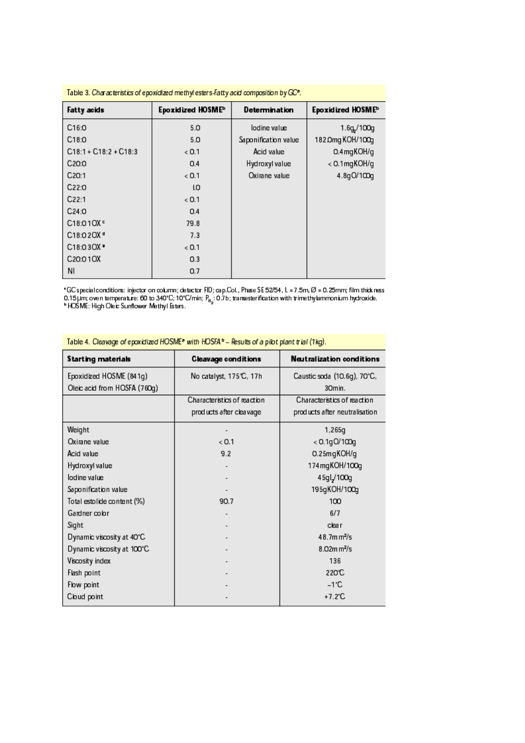Table 3. *Characteristics of epoxidized methyl esters-Fatty acid composition by GC*[a].

| Fatty acids | Epoxidized HOSME[b] | Determination | Epoxidized HOSME[b] |
|---|---|---|---|
| C16:0 | 5.0 | Iodine value | 1.6 $g_2$/100g |
| C18:0 | 5.0 | Saponification value | 182.0 mg KOH/100g |
| C18:1 + C18:2 + C18:3 | < 0.1 | Acid value | 0.4 mg KOH/g |
| C20:0 | 0.4 | Hydroxyl value | < 0.1 mg KOH/g |
| C20:1 | < 0.1 | Oxirane value | 4.8 g O/100g |
| C22:0 | 1.0 | | |
| C22:1 | < 0.1 | | |
| C24:0 | 0.4 | | |
| C18:0 1OX [c] | 79.8 | | |
| C18:0 2OX [d] | 7.3 | | |
| C18:0 3OX [e] | < 0.1 | | |
| C20:0 1OX | 0.3 | | |
| NI | 0.7 | | |

[a] GC special conditions: injector on column; detector FID; cap.Col., Phase SE 52/54, L = 7.5m, Ø = 0.25mm; film thickness 0.15 µm; oven temperature: 60 to 340°C; 10°C/min; $P_{H_2}$: 0.7b; transesterification with trimethylammonium hydroxide.
[b] HOSME: High Oleic Sunflower Methyl Esters.

Table 4. *Cleavage of epoxidized HOSME*[a] *with HOSFA*[b] *– Results of a pilot plant trial (1kg).*

| Starting materials | Cleavage conditions | Neutralization conditions |
|---|---|---|
| Epoxidized HOSME (841g)<br>Oleic acid from HOSFA (760g) | No catalyst, 175°C, 17h | Caustic soda (10.6g), 70°C, 30min. |
| | Characteristics of reaction products after cleavage | Characteristics of reaction products after neutralisation |
| Weight | - | 1,265g |
| Oxirane value | < 0.1 | < 0.1 g O/100g |
| Acid value | 9.2 | 0.25 mg KOH/g |
| Hydroxyl value | - | 174 mg KOH/100g |
| Iodine value | - | 45 g $I_2$/100g |
| Saponification value | - | 195 g KOH/100g |
| Total estolide content (%) | 90.7 | 100 |
| Gardner color | - | 6/7 |
| Sight | - | clear |
| Dynamic viscosity at 40°C | - | 48.7 mm²/s |
| Dynamic viscosity at 100°C | - | 8.02 mm²/s |
| Viscosity index | - | 136 |
| Flash point | - | 220°C |
| Flow point | - | −1°C |
| Cloud point | - | +7.2°C |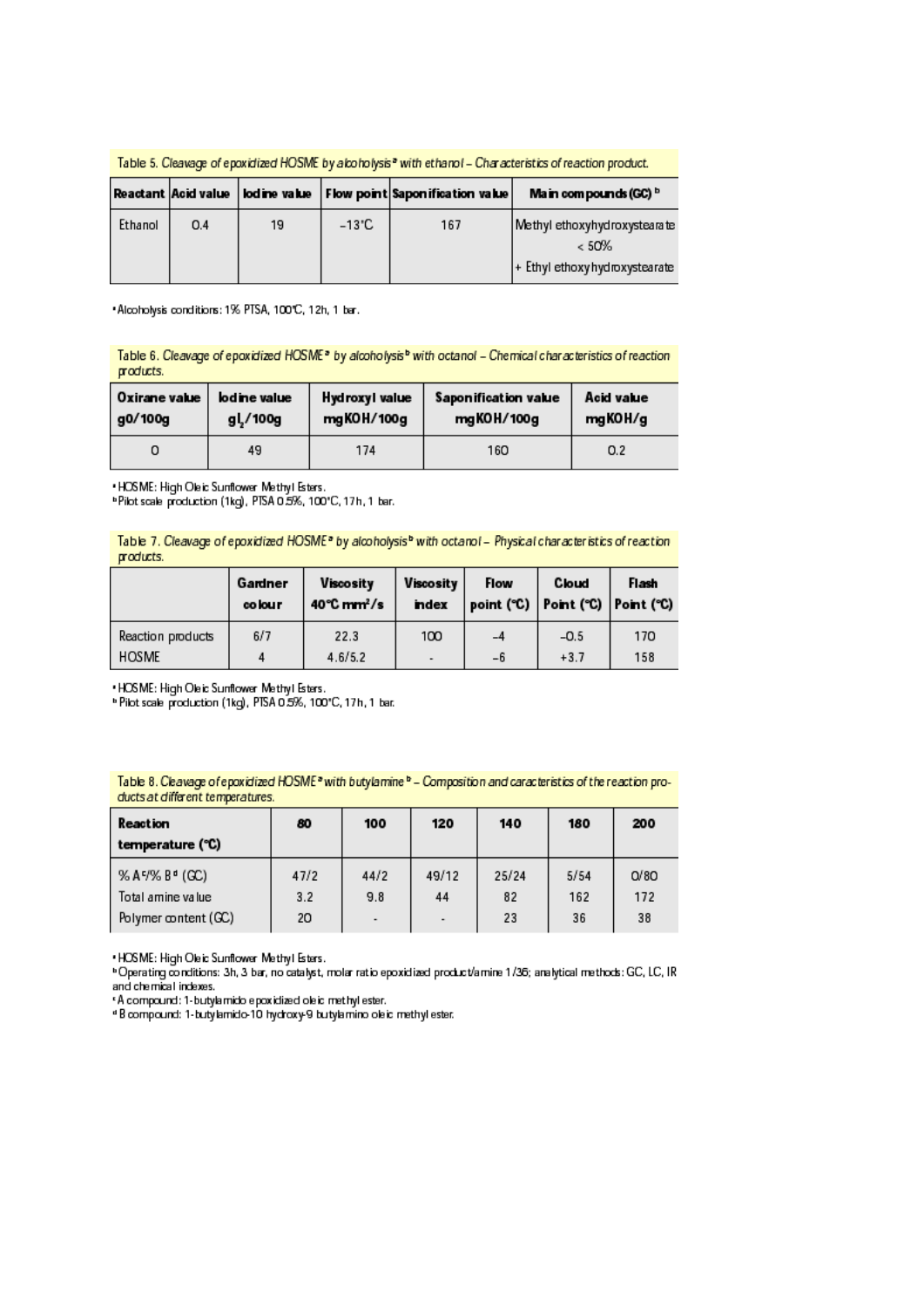Table 5. *Cleavage of epoxidized HOSME by alcoholysis*[a] *with ethanol – Characteristics of reaction product.*

| Reactant | Acid value | Iodine value | Flow point | Saponification value | Main compounds (GC)[b] |
|---|---|---|---|---|---|
| Ethanol | 0.4 | 19 | –13°C | 167 | Methyl ethoxyhydroxystearate < 50% + Ethyl ethoxyhydroxystearate |

[a] Alcoholysis conditions: 1% PTSA, 100°C, 12h, 1 bar.

Table 6. *Cleavage of epoxidized HOSME*[a] *by alcoholysis*[b] *with octanol – Chemical characteristics of reaction products.*

| Oxirane value g0/100g | Iodine value $gI_2$/100g | Hydroxyl value mgKOH/100g | Saponification value mgKOH/100g | Acid value mgKOH/g |
|---|---|---|---|---|
| 0 | 49 | 174 | 160 | 0.2 |

[a] HOSME: High Oleic Sunflower Methyl Esters.
[b] Pilot scale production (1kg), PTSA 0.5%, 100°C, 17h, 1 bar.

Table 7. *Cleavage of epoxidized HOSME*[a] *by alcoholysis*[b] *with octanol – Physical characteristics of reaction products.*

| | Gardner colour | Viscosity 40°C $mm^2/s$ | Viscosity index | Flow point (°C) | Cloud Point (°C) | Flash Point (°C) |
|---|---|---|---|---|---|---|
| Reaction products | 6/7 | 22.3 | 100 | –4 | –0.5 | 170 |
| HOSME | 4 | 4.6/5.2 | - | –6 | +3.7 | 158 |

[a] HOSME: High Oleic Sunflower Methyl Esters.
[b] Pilot scale production (1kg), PTSA 0.5%, 100°C, 17h, 1 bar.

Table 8. *Cleavage of epoxidized HOSME*[a] *with butylamine*[b] *– Composition and caracteristics of the reaction products at different temperatures.*

| Reaction temperature (°C) | 80 | 100 | 120 | 140 | 180 | 200 |
|---|---|---|---|---|---|---|
| % A[c]/% B[d] (GC) | 47/2 | 44/2 | 49/12 | 25/24 | 5/54 | 0/80 |
| Total amine value | 3.2 | 9.8 | 44 | 82 | 162 | 172 |
| Polymer content (GC) | 20 | - | - | 23 | 36 | 38 |

[a] HOSME: High Oleic Sunflower Methyl Esters.
[b] Operating conditions: 3h, 3 bar, no catalyst, molar ratio epoxidized product/amine 1/36; analytical methods: GC, LC, IR and chemical indexes.
[c] A compound: 1-butylamido epoxidized oleic methyl ester.
[d] B compound: 1-butylamido-10 hydroxy-9 butylamino oleic methyl ester.